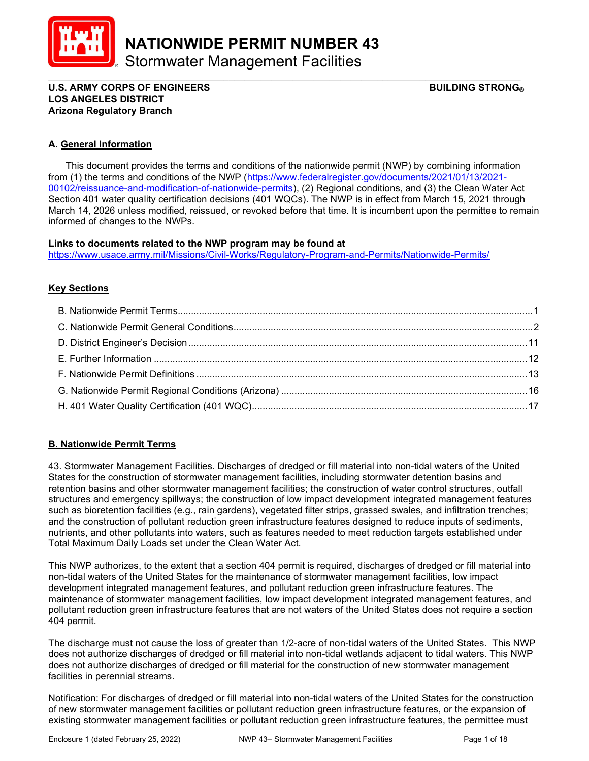# NATIONWIDE PERMIT NUMBER 43

## Stormwater Management Facilities

**U.S. ARMY CORPS OF ENGINEERS** **BUILDING STRONG®**
**LOS ANGELES DISTRICT**
**Arizona Regulatory Branch**

### A. General Information

This document provides the terms and conditions of the nationwide permit (NWP) by combining information from (1) the terms and conditions of the NWP (https://www.federalregister.gov/documents/2021/01/13/2021-00102/reissuance-and-modification-of-nationwide-permits), (2) Regional conditions, and (3) the Clean Water Act Section 401 water quality certification decisions (401 WQCs). The NWP is in effect from March 15, 2021 through March 14, 2026 unless modified, reissued, or revoked before that time. It is incumbent upon the permittee to remain informed of changes to the NWPs.

**Links to documents related to the NWP program may be found at**
https://www.usace.army.mil/Missions/Civil-Works/Regulatory-Program-and-Permits/Nationwide-Permits/

### Key Sections

- B. Nationwide Permit Terms....1
- C. Nationwide Permit General Conditions....2
- D. District Engineer's Decision....11
- E. Further Information....12
- F. Nationwide Permit Definitions....13
- G. Nationwide Permit Regional Conditions (Arizona)....16
- H. 401 Water Quality Certification (401 WQC)....17

### B. Nationwide Permit Terms

43. Stormwater Management Facilities. Discharges of dredged or fill material into non-tidal waters of the United States for the construction of stormwater management facilities, including stormwater detention basins and retention basins and other stormwater management facilities; the construction of water control structures, outfall structures and emergency spillways; the construction of low impact development integrated management features such as bioretention facilities (e.g., rain gardens), vegetated filter strips, grassed swales, and infiltration trenches; and the construction of pollutant reduction green infrastructure features designed to reduce inputs of sediments, nutrients, and other pollutants into waters, such as features needed to meet reduction targets established under Total Maximum Daily Loads set under the Clean Water Act.

This NWP authorizes, to the extent that a section 404 permit is required, discharges of dredged or fill material into non-tidal waters of the United States for the maintenance of stormwater management facilities, low impact development integrated management features, and pollutant reduction green infrastructure features. The maintenance of stormwater management facilities, low impact development integrated management features, and pollutant reduction green infrastructure features that are not waters of the United States does not require a section 404 permit.

The discharge must not cause the loss of greater than 1/2-acre of non-tidal waters of the United States. This NWP does not authorize discharges of dredged or fill material into non-tidal wetlands adjacent to tidal waters. This NWP does not authorize discharges of dredged or fill material for the construction of new stormwater management facilities in perennial streams.

Notification: For discharges of dredged or fill material into non-tidal waters of the United States for the construction of new stormwater management facilities or pollutant reduction green infrastructure features, or the expansion of existing stormwater management facilities or pollutant reduction green infrastructure features, the permittee must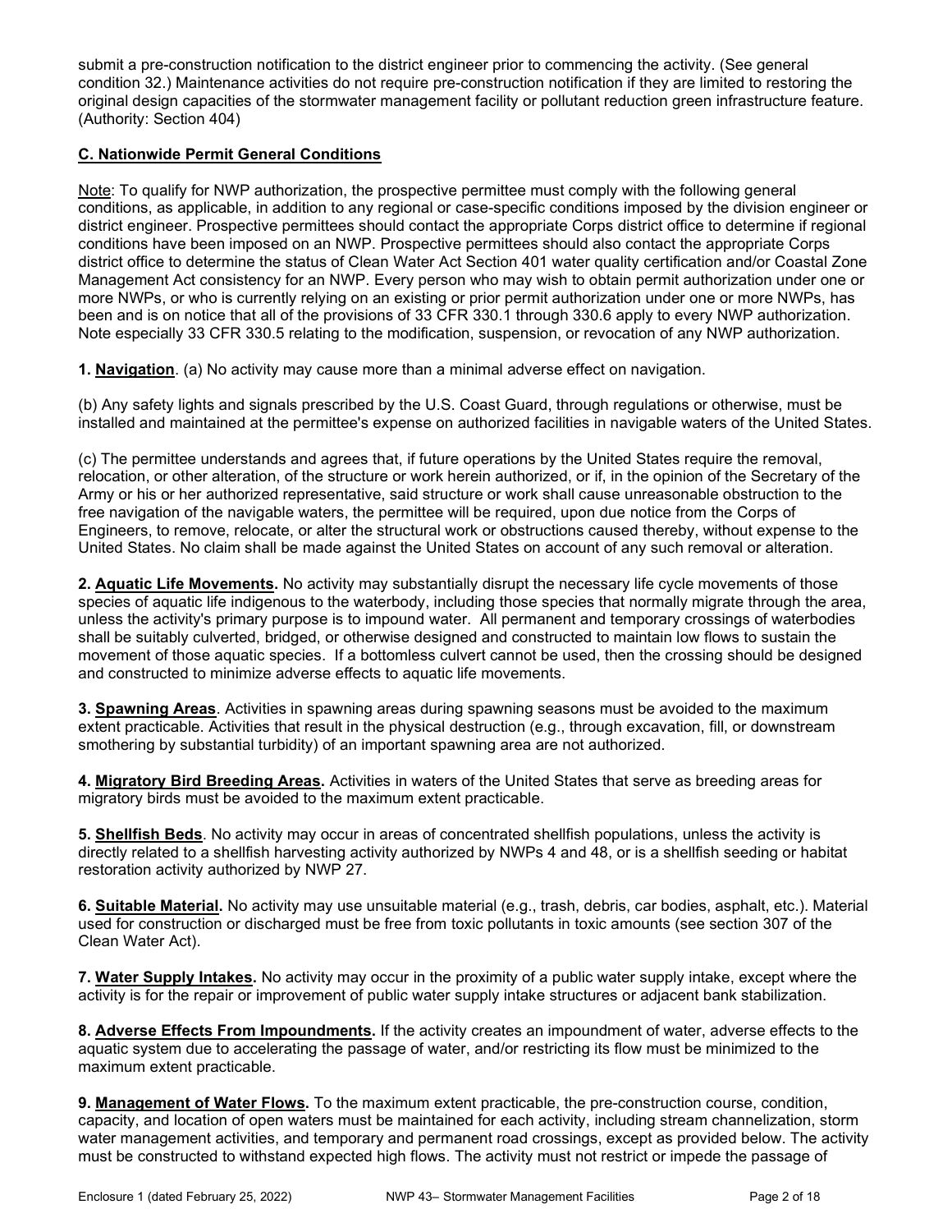submit a pre-construction notification to the district engineer prior to commencing the activity. (See general condition 32.) Maintenance activities do not require pre-construction notification if they are limited to restoring the original design capacities of the stormwater management facility or pollutant reduction green infrastructure feature. (Authority: Section 404)

## C. Nationwide Permit General Conditions

Note: To qualify for NWP authorization, the prospective permittee must comply with the following general conditions, as applicable, in addition to any regional or case-specific conditions imposed by the division engineer or district engineer. Prospective permittees should contact the appropriate Corps district office to determine if regional conditions have been imposed on an NWP. Prospective permittees should also contact the appropriate Corps district office to determine the status of Clean Water Act Section 401 water quality certification and/or Coastal Zone Management Act consistency for an NWP. Every person who may wish to obtain permit authorization under one or more NWPs, or who is currently relying on an existing or prior permit authorization under one or more NWPs, has been and is on notice that all of the provisions of 33 CFR 330.1 through 330.6 apply to every NWP authorization. Note especially 33 CFR 330.5 relating to the modification, suspension, or revocation of any NWP authorization.

**1. Navigation**. (a) No activity may cause more than a minimal adverse effect on navigation.

(b) Any safety lights and signals prescribed by the U.S. Coast Guard, through regulations or otherwise, must be installed and maintained at the permittee's expense on authorized facilities in navigable waters of the United States.

(c) The permittee understands and agrees that, if future operations by the United States require the removal, relocation, or other alteration, of the structure or work herein authorized, or if, in the opinion of the Secretary of the Army or his or her authorized representative, said structure or work shall cause unreasonable obstruction to the free navigation of the navigable waters, the permittee will be required, upon due notice from the Corps of Engineers, to remove, relocate, or alter the structural work or obstructions caused thereby, without expense to the United States. No claim shall be made against the United States on account of any such removal or alteration.

**2. Aquatic Life Movements.** No activity may substantially disrupt the necessary life cycle movements of those species of aquatic life indigenous to the waterbody, including those species that normally migrate through the area, unless the activity's primary purpose is to impound water. All permanent and temporary crossings of waterbodies shall be suitably culverted, bridged, or otherwise designed and constructed to maintain low flows to sustain the movement of those aquatic species. If a bottomless culvert cannot be used, then the crossing should be designed and constructed to minimize adverse effects to aquatic life movements.

**3. Spawning Areas**. Activities in spawning areas during spawning seasons must be avoided to the maximum extent practicable. Activities that result in the physical destruction (e.g., through excavation, fill, or downstream smothering by substantial turbidity) of an important spawning area are not authorized.

**4. Migratory Bird Breeding Areas.** Activities in waters of the United States that serve as breeding areas for migratory birds must be avoided to the maximum extent practicable.

**5. Shellfish Beds**. No activity may occur in areas of concentrated shellfish populations, unless the activity is directly related to a shellfish harvesting activity authorized by NWPs 4 and 48, or is a shellfish seeding or habitat restoration activity authorized by NWP 27.

**6. Suitable Material.** No activity may use unsuitable material (e.g., trash, debris, car bodies, asphalt, etc.). Material used for construction or discharged must be free from toxic pollutants in toxic amounts (see section 307 of the Clean Water Act).

**7. Water Supply Intakes.** No activity may occur in the proximity of a public water supply intake, except where the activity is for the repair or improvement of public water supply intake structures or adjacent bank stabilization.

**8. Adverse Effects From Impoundments.** If the activity creates an impoundment of water, adverse effects to the aquatic system due to accelerating the passage of water, and/or restricting its flow must be minimized to the maximum extent practicable.

**9. Management of Water Flows.** To the maximum extent practicable, the pre-construction course, condition, capacity, and location of open waters must be maintained for each activity, including stream channelization, storm water management activities, and temporary and permanent road crossings, except as provided below. The activity must be constructed to withstand expected high flows. The activity must not restrict or impede the passage of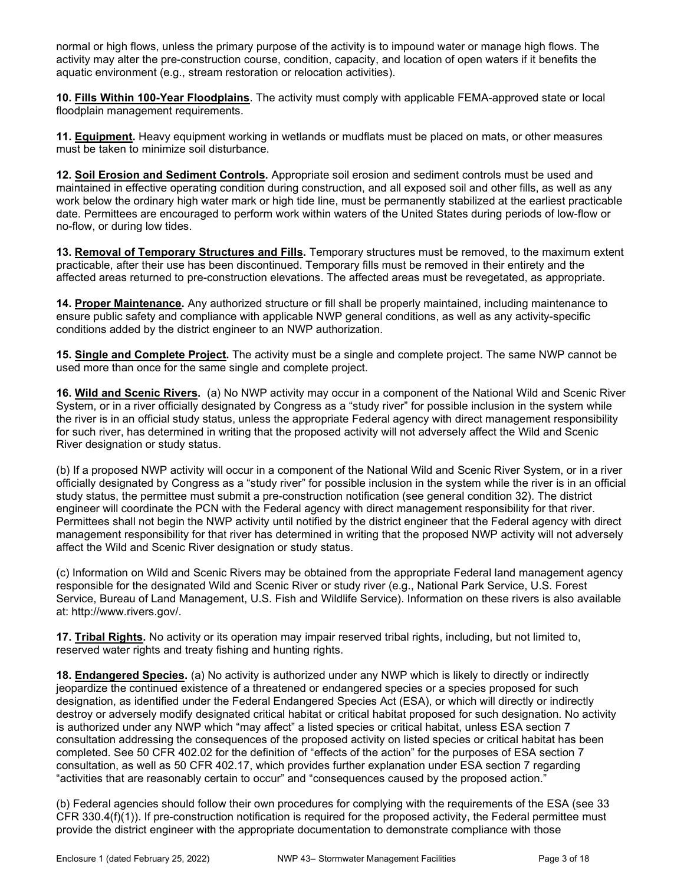normal or high flows, unless the primary purpose of the activity is to impound water or manage high flows. The activity may alter the pre-construction course, condition, capacity, and location of open waters if it benefits the aquatic environment (e.g., stream restoration or relocation activities).

**10. Fills Within 100-Year Floodplains**. The activity must comply with applicable FEMA-approved state or local floodplain management requirements.

**11. Equipment.** Heavy equipment working in wetlands or mudflats must be placed on mats, or other measures must be taken to minimize soil disturbance.

**12. Soil Erosion and Sediment Controls.** Appropriate soil erosion and sediment controls must be used and maintained in effective operating condition during construction, and all exposed soil and other fills, as well as any work below the ordinary high water mark or high tide line, must be permanently stabilized at the earliest practicable date. Permittees are encouraged to perform work within waters of the United States during periods of low-flow or no-flow, or during low tides.

**13. Removal of Temporary Structures and Fills.** Temporary structures must be removed, to the maximum extent practicable, after their use has been discontinued. Temporary fills must be removed in their entirety and the affected areas returned to pre-construction elevations. The affected areas must be revegetated, as appropriate.

**14. Proper Maintenance.** Any authorized structure or fill shall be properly maintained, including maintenance to ensure public safety and compliance with applicable NWP general conditions, as well as any activity-specific conditions added by the district engineer to an NWP authorization.

**15. Single and Complete Project.** The activity must be a single and complete project. The same NWP cannot be used more than once for the same single and complete project.

**16. Wild and Scenic Rivers.** (a) No NWP activity may occur in a component of the National Wild and Scenic River System, or in a river officially designated by Congress as a "study river" for possible inclusion in the system while the river is in an official study status, unless the appropriate Federal agency with direct management responsibility for such river, has determined in writing that the proposed activity will not adversely affect the Wild and Scenic River designation or study status.

(b) If a proposed NWP activity will occur in a component of the National Wild and Scenic River System, or in a river officially designated by Congress as a "study river" for possible inclusion in the system while the river is in an official study status, the permittee must submit a pre-construction notification (see general condition 32). The district engineer will coordinate the PCN with the Federal agency with direct management responsibility for that river. Permittees shall not begin the NWP activity until notified by the district engineer that the Federal agency with direct management responsibility for that river has determined in writing that the proposed NWP activity will not adversely affect the Wild and Scenic River designation or study status.

(c) Information on Wild and Scenic Rivers may be obtained from the appropriate Federal land management agency responsible for the designated Wild and Scenic River or study river (e.g., National Park Service, U.S. Forest Service, Bureau of Land Management, U.S. Fish and Wildlife Service). Information on these rivers is also available at: http://www.rivers.gov/.

**17. Tribal Rights.** No activity or its operation may impair reserved tribal rights, including, but not limited to, reserved water rights and treaty fishing and hunting rights.

**18. Endangered Species.** (a) No activity is authorized under any NWP which is likely to directly or indirectly jeopardize the continued existence of a threatened or endangered species or a species proposed for such designation, as identified under the Federal Endangered Species Act (ESA), or which will directly or indirectly destroy or adversely modify designated critical habitat or critical habitat proposed for such designation. No activity is authorized under any NWP which "may affect" a listed species or critical habitat, unless ESA section 7 consultation addressing the consequences of the proposed activity on listed species or critical habitat has been completed. See 50 CFR 402.02 for the definition of "effects of the action" for the purposes of ESA section 7 consultation, as well as 50 CFR 402.17, which provides further explanation under ESA section 7 regarding "activities that are reasonably certain to occur" and "consequences caused by the proposed action."

(b) Federal agencies should follow their own procedures for complying with the requirements of the ESA (see 33 CFR 330.4(f)(1)). If pre-construction notification is required for the proposed activity, the Federal permittee must provide the district engineer with the appropriate documentation to demonstrate compliance with those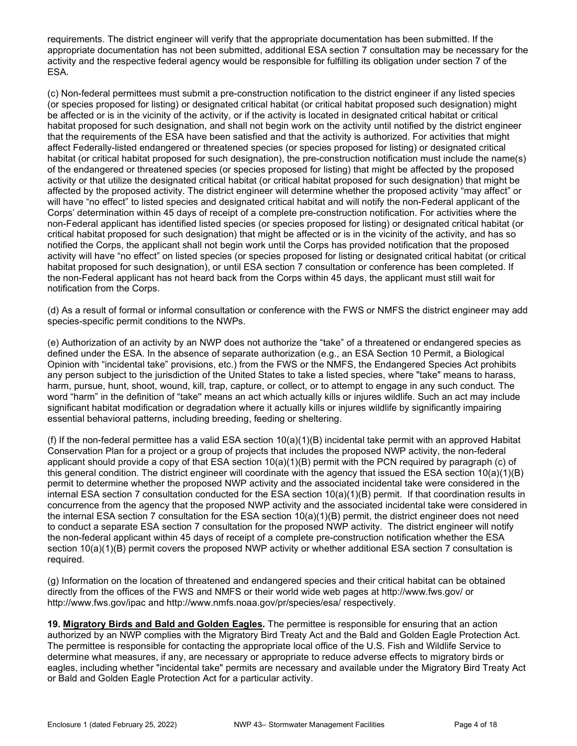requirements. The district engineer will verify that the appropriate documentation has been submitted. If the appropriate documentation has not been submitted, additional ESA section 7 consultation may be necessary for the activity and the respective federal agency would be responsible for fulfilling its obligation under section 7 of the ESA.

(c) Non-federal permittees must submit a pre-construction notification to the district engineer if any listed species (or species proposed for listing) or designated critical habitat (or critical habitat proposed such designation) might be affected or is in the vicinity of the activity, or if the activity is located in designated critical habitat or critical habitat proposed for such designation, and shall not begin work on the activity until notified by the district engineer that the requirements of the ESA have been satisfied and that the activity is authorized. For activities that might affect Federally-listed endangered or threatened species (or species proposed for listing) or designated critical habitat (or critical habitat proposed for such designation), the pre-construction notification must include the name(s) of the endangered or threatened species (or species proposed for listing) that might be affected by the proposed activity or that utilize the designated critical habitat (or critical habitat proposed for such designation) that might be affected by the proposed activity. The district engineer will determine whether the proposed activity "may affect" or will have "no effect" to listed species and designated critical habitat and will notify the non-Federal applicant of the Corps' determination within 45 days of receipt of a complete pre-construction notification. For activities where the non-Federal applicant has identified listed species (or species proposed for listing) or designated critical habitat (or critical habitat proposed for such designation) that might be affected or is in the vicinity of the activity, and has so notified the Corps, the applicant shall not begin work until the Corps has provided notification that the proposed activity will have "no effect" on listed species (or species proposed for listing or designated critical habitat (or critical habitat proposed for such designation), or until ESA section 7 consultation or conference has been completed. If the non-Federal applicant has not heard back from the Corps within 45 days, the applicant must still wait for notification from the Corps.

(d) As a result of formal or informal consultation or conference with the FWS or NMFS the district engineer may add species-specific permit conditions to the NWPs.

(e) Authorization of an activity by an NWP does not authorize the "take" of a threatened or endangered species as defined under the ESA. In the absence of separate authorization (e.g., an ESA Section 10 Permit, a Biological Opinion with "incidental take" provisions, etc.) from the FWS or the NMFS, the Endangered Species Act prohibits any person subject to the jurisdiction of the United States to take a listed species, where "take" means to harass, harm, pursue, hunt, shoot, wound, kill, trap, capture, or collect, or to attempt to engage in any such conduct. The word "harm" in the definition of "take'' means an act which actually kills or injures wildlife. Such an act may include significant habitat modification or degradation where it actually kills or injures wildlife by significantly impairing essential behavioral patterns, including breeding, feeding or sheltering.

(f) If the non-federal permittee has a valid ESA section 10(a)(1)(B) incidental take permit with an approved Habitat Conservation Plan for a project or a group of projects that includes the proposed NWP activity, the non-federal applicant should provide a copy of that ESA section 10(a)(1)(B) permit with the PCN required by paragraph (c) of this general condition. The district engineer will coordinate with the agency that issued the ESA section 10(a)(1)(B) permit to determine whether the proposed NWP activity and the associated incidental take were considered in the internal ESA section 7 consultation conducted for the ESA section 10(a)(1)(B) permit. If that coordination results in concurrence from the agency that the proposed NWP activity and the associated incidental take were considered in the internal ESA section 7 consultation for the ESA section 10(a)(1)(B) permit, the district engineer does not need to conduct a separate ESA section 7 consultation for the proposed NWP activity. The district engineer will notify the non-federal applicant within 45 days of receipt of a complete pre-construction notification whether the ESA section 10(a)(1)(B) permit covers the proposed NWP activity or whether additional ESA section 7 consultation is required.

(g) Information on the location of threatened and endangered species and their critical habitat can be obtained directly from the offices of the FWS and NMFS or their world wide web pages at http://www.fws.gov/ or http://www.fws.gov/ipac and http://www.nmfs.noaa.gov/pr/species/esa/ respectively.

**19. Migratory Birds and Bald and Golden Eagles.** The permittee is responsible for ensuring that an action authorized by an NWP complies with the Migratory Bird Treaty Act and the Bald and Golden Eagle Protection Act. The permittee is responsible for contacting the appropriate local office of the U.S. Fish and Wildlife Service to determine what measures, if any, are necessary or appropriate to reduce adverse effects to migratory birds or eagles, including whether "incidental take" permits are necessary and available under the Migratory Bird Treaty Act or Bald and Golden Eagle Protection Act for a particular activity.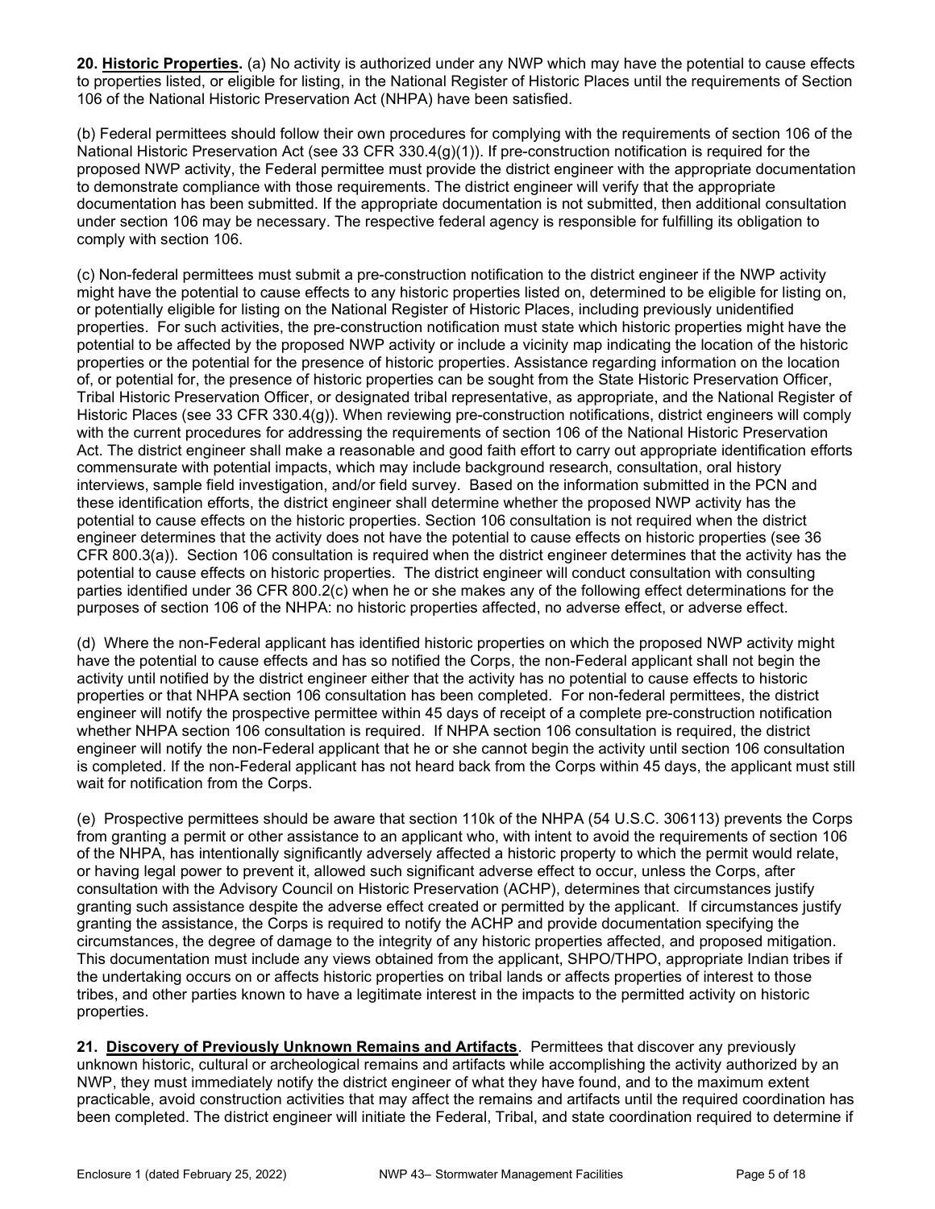**20. <u>Historic Properties</u>.** (a) No activity is authorized under any NWP which may have the potential to cause effects to properties listed, or eligible for listing, in the National Register of Historic Places until the requirements of Section 106 of the National Historic Preservation Act (NHPA) have been satisfied.

(b) Federal permittees should follow their own procedures for complying with the requirements of section 106 of the National Historic Preservation Act (see 33 CFR 330.4(g)(1)). If pre-construction notification is required for the proposed NWP activity, the Federal permittee must provide the district engineer with the appropriate documentation to demonstrate compliance with those requirements. The district engineer will verify that the appropriate documentation has been submitted. If the appropriate documentation is not submitted, then additional consultation under section 106 may be necessary. The respective federal agency is responsible for fulfilling its obligation to comply with section 106.

(c) Non-federal permittees must submit a pre-construction notification to the district engineer if the NWP activity might have the potential to cause effects to any historic properties listed on, determined to be eligible for listing on, or potentially eligible for listing on the National Register of Historic Places, including previously unidentified properties. For such activities, the pre-construction notification must state which historic properties might have the potential to be affected by the proposed NWP activity or include a vicinity map indicating the location of the historic properties or the potential for the presence of historic properties. Assistance regarding information on the location of, or potential for, the presence of historic properties can be sought from the State Historic Preservation Officer, Tribal Historic Preservation Officer, or designated tribal representative, as appropriate, and the National Register of Historic Places (see 33 CFR 330.4(g)). When reviewing pre-construction notifications, district engineers will comply with the current procedures for addressing the requirements of section 106 of the National Historic Preservation Act. The district engineer shall make a reasonable and good faith effort to carry out appropriate identification efforts commensurate with potential impacts, which may include background research, consultation, oral history interviews, sample field investigation, and/or field survey. Based on the information submitted in the PCN and these identification efforts, the district engineer shall determine whether the proposed NWP activity has the potential to cause effects on the historic properties. Section 106 consultation is not required when the district engineer determines that the activity does not have the potential to cause effects on historic properties (see 36 CFR 800.3(a)). Section 106 consultation is required when the district engineer determines that the activity has the potential to cause effects on historic properties. The district engineer will conduct consultation with consulting parties identified under 36 CFR 800.2(c) when he or she makes any of the following effect determinations for the purposes of section 106 of the NHPA: no historic properties affected, no adverse effect, or adverse effect.

(d) Where the non-Federal applicant has identified historic properties on which the proposed NWP activity might have the potential to cause effects and has so notified the Corps, the non-Federal applicant shall not begin the activity until notified by the district engineer either that the activity has no potential to cause effects to historic properties or that NHPA section 106 consultation has been completed. For non-federal permittees, the district engineer will notify the prospective permittee within 45 days of receipt of a complete pre-construction notification whether NHPA section 106 consultation is required. If NHPA section 106 consultation is required, the district engineer will notify the non-Federal applicant that he or she cannot begin the activity until section 106 consultation is completed. If the non-Federal applicant has not heard back from the Corps within 45 days, the applicant must still wait for notification from the Corps.

(e) Prospective permittees should be aware that section 110k of the NHPA (54 U.S.C. 306113) prevents the Corps from granting a permit or other assistance to an applicant who, with intent to avoid the requirements of section 106 of the NHPA, has intentionally significantly adversely affected a historic property to which the permit would relate, or having legal power to prevent it, allowed such significant adverse effect to occur, unless the Corps, after consultation with the Advisory Council on Historic Preservation (ACHP), determines that circumstances justify granting such assistance despite the adverse effect created or permitted by the applicant. If circumstances justify granting the assistance, the Corps is required to notify the ACHP and provide documentation specifying the circumstances, the degree of damage to the integrity of any historic properties affected, and proposed mitigation. This documentation must include any views obtained from the applicant, SHPO/THPO, appropriate Indian tribes if the undertaking occurs on or affects historic properties on tribal lands or affects properties of interest to those tribes, and other parties known to have a legitimate interest in the impacts to the permitted activity on historic properties.

**21. <u>Discovery of Previously Unknown Remains and Artifacts</u>.** Permittees that discover any previously unknown historic, cultural or archeological remains and artifacts while accomplishing the activity authorized by an NWP, they must immediately notify the district engineer of what they have found, and to the maximum extent practicable, avoid construction activities that may affect the remains and artifacts until the required coordination has been completed. The district engineer will initiate the Federal, Tribal, and state coordination required to determine if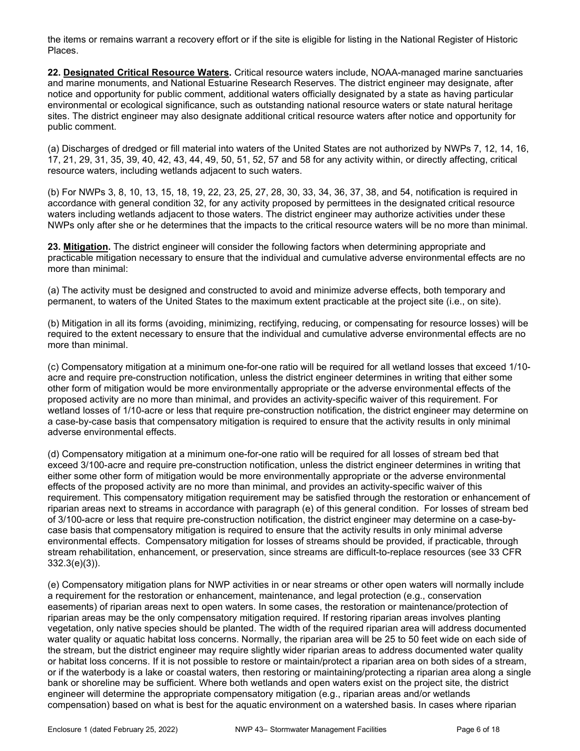the items or remains warrant a recovery effort or if the site is eligible for listing in the National Register of Historic Places.

**22. Designated Critical Resource Waters.** Critical resource waters include, NOAA-managed marine sanctuaries and marine monuments, and National Estuarine Research Reserves. The district engineer may designate, after notice and opportunity for public comment, additional waters officially designated by a state as having particular environmental or ecological significance, such as outstanding national resource waters or state natural heritage sites. The district engineer may also designate additional critical resource waters after notice and opportunity for public comment.

(a) Discharges of dredged or fill material into waters of the United States are not authorized by NWPs 7, 12, 14, 16, 17, 21, 29, 31, 35, 39, 40, 42, 43, 44, 49, 50, 51, 52, 57 and 58 for any activity within, or directly affecting, critical resource waters, including wetlands adjacent to such waters.

(b) For NWPs 3, 8, 10, 13, 15, 18, 19, 22, 23, 25, 27, 28, 30, 33, 34, 36, 37, 38, and 54, notification is required in accordance with general condition 32, for any activity proposed by permittees in the designated critical resource waters including wetlands adjacent to those waters. The district engineer may authorize activities under these NWPs only after she or he determines that the impacts to the critical resource waters will be no more than minimal.

**23. Mitigation.** The district engineer will consider the following factors when determining appropriate and practicable mitigation necessary to ensure that the individual and cumulative adverse environmental effects are no more than minimal:

(a) The activity must be designed and constructed to avoid and minimize adverse effects, both temporary and permanent, to waters of the United States to the maximum extent practicable at the project site (i.e., on site).

(b) Mitigation in all its forms (avoiding, minimizing, rectifying, reducing, or compensating for resource losses) will be required to the extent necessary to ensure that the individual and cumulative adverse environmental effects are no more than minimal.

(c) Compensatory mitigation at a minimum one-for-one ratio will be required for all wetland losses that exceed 1/10-acre and require pre-construction notification, unless the district engineer determines in writing that either some other form of mitigation would be more environmentally appropriate or the adverse environmental effects of the proposed activity are no more than minimal, and provides an activity-specific waiver of this requirement. For wetland losses of 1/10-acre or less that require pre-construction notification, the district engineer may determine on a case-by-case basis that compensatory mitigation is required to ensure that the activity results in only minimal adverse environmental effects.

(d) Compensatory mitigation at a minimum one-for-one ratio will be required for all losses of stream bed that exceed 3/100-acre and require pre-construction notification, unless the district engineer determines in writing that either some other form of mitigation would be more environmentally appropriate or the adverse environmental effects of the proposed activity are no more than minimal, and provides an activity-specific waiver of this requirement. This compensatory mitigation requirement may be satisfied through the restoration or enhancement of riparian areas next to streams in accordance with paragraph (e) of this general condition. For losses of stream bed of 3/100-acre or less that require pre-construction notification, the district engineer may determine on a case-by-case basis that compensatory mitigation is required to ensure that the activity results in only minimal adverse environmental effects. Compensatory mitigation for losses of streams should be provided, if practicable, through stream rehabilitation, enhancement, or preservation, since streams are difficult-to-replace resources (see 33 CFR 332.3(e)(3)).

(e) Compensatory mitigation plans for NWP activities in or near streams or other open waters will normally include a requirement for the restoration or enhancement, maintenance, and legal protection (e.g., conservation easements) of riparian areas next to open waters. In some cases, the restoration or maintenance/protection of riparian areas may be the only compensatory mitigation required. If restoring riparian areas involves planting vegetation, only native species should be planted. The width of the required riparian area will address documented water quality or aquatic habitat loss concerns. Normally, the riparian area will be 25 to 50 feet wide on each side of the stream, but the district engineer may require slightly wider riparian areas to address documented water quality or habitat loss concerns. If it is not possible to restore or maintain/protect a riparian area on both sides of a stream, or if the waterbody is a lake or coastal waters, then restoring or maintaining/protecting a riparian area along a single bank or shoreline may be sufficient. Where both wetlands and open waters exist on the project site, the district engineer will determine the appropriate compensatory mitigation (e.g., riparian areas and/or wetlands compensation) based on what is best for the aquatic environment on a watershed basis. In cases where riparian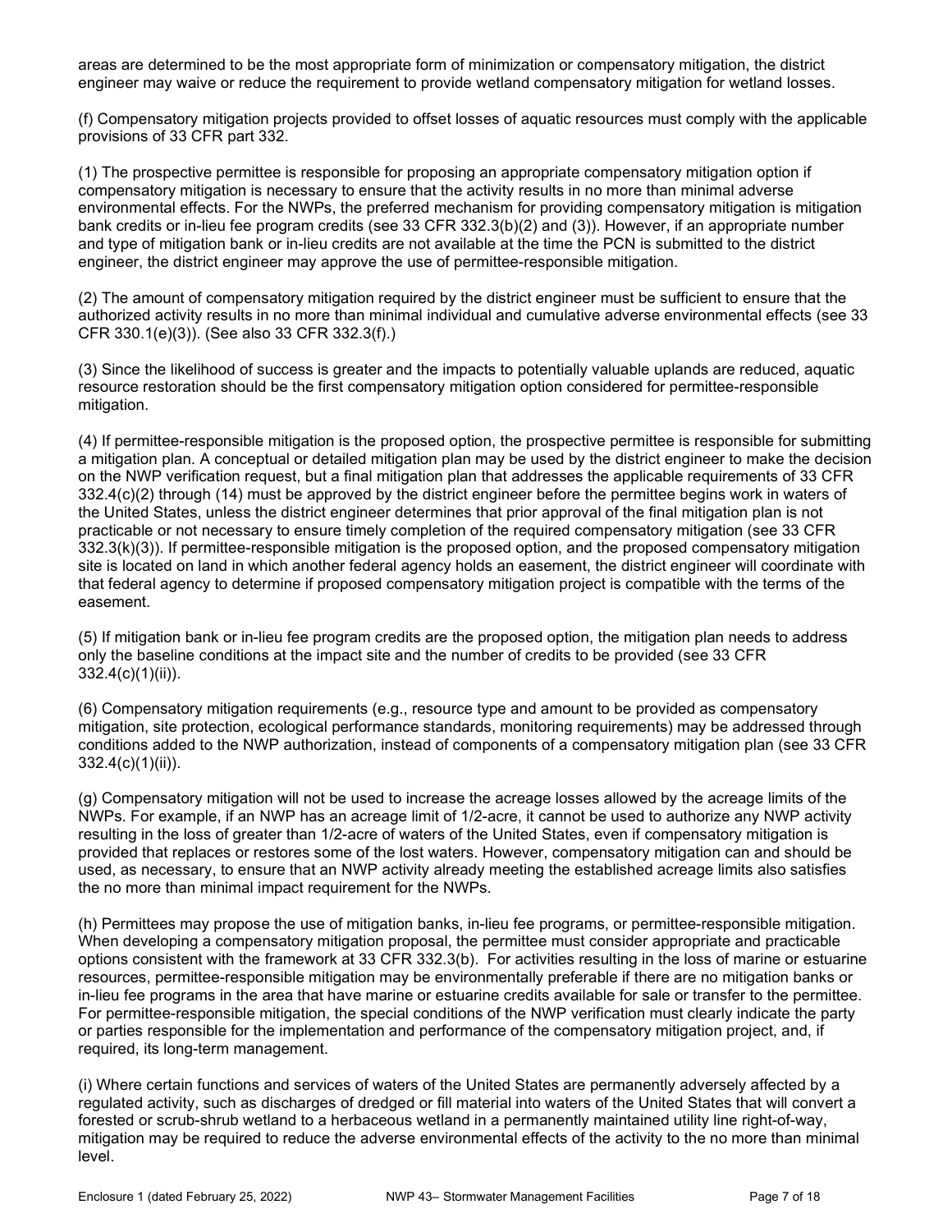areas are determined to be the most appropriate form of minimization or compensatory mitigation, the district engineer may waive or reduce the requirement to provide wetland compensatory mitigation for wetland losses.

(f) Compensatory mitigation projects provided to offset losses of aquatic resources must comply with the applicable provisions of 33 CFR part 332.

(1) The prospective permittee is responsible for proposing an appropriate compensatory mitigation option if compensatory mitigation is necessary to ensure that the activity results in no more than minimal adverse environmental effects. For the NWPs, the preferred mechanism for providing compensatory mitigation is mitigation bank credits or in-lieu fee program credits (see 33 CFR 332.3(b)(2) and (3)). However, if an appropriate number and type of mitigation bank or in-lieu credits are not available at the time the PCN is submitted to the district engineer, the district engineer may approve the use of permittee-responsible mitigation.

(2) The amount of compensatory mitigation required by the district engineer must be sufficient to ensure that the authorized activity results in no more than minimal individual and cumulative adverse environmental effects (see 33 CFR 330.1(e)(3)). (See also 33 CFR 332.3(f).)

(3) Since the likelihood of success is greater and the impacts to potentially valuable uplands are reduced, aquatic resource restoration should be the first compensatory mitigation option considered for permittee-responsible mitigation.

(4) If permittee-responsible mitigation is the proposed option, the prospective permittee is responsible for submitting a mitigation plan. A conceptual or detailed mitigation plan may be used by the district engineer to make the decision on the NWP verification request, but a final mitigation plan that addresses the applicable requirements of 33 CFR 332.4(c)(2) through (14) must be approved by the district engineer before the permittee begins work in waters of the United States, unless the district engineer determines that prior approval of the final mitigation plan is not practicable or not necessary to ensure timely completion of the required compensatory mitigation (see 33 CFR 332.3(k)(3)). If permittee-responsible mitigation is the proposed option, and the proposed compensatory mitigation site is located on land in which another federal agency holds an easement, the district engineer will coordinate with that federal agency to determine if proposed compensatory mitigation project is compatible with the terms of the easement.

(5) If mitigation bank or in-lieu fee program credits are the proposed option, the mitigation plan needs to address only the baseline conditions at the impact site and the number of credits to be provided (see 33 CFR 332.4(c)(1)(ii)).

(6) Compensatory mitigation requirements (e.g., resource type and amount to be provided as compensatory mitigation, site protection, ecological performance standards, monitoring requirements) may be addressed through conditions added to the NWP authorization, instead of components of a compensatory mitigation plan (see 33 CFR 332.4(c)(1)(ii)).

(g) Compensatory mitigation will not be used to increase the acreage losses allowed by the acreage limits of the NWPs. For example, if an NWP has an acreage limit of 1/2-acre, it cannot be used to authorize any NWP activity resulting in the loss of greater than 1/2-acre of waters of the United States, even if compensatory mitigation is provided that replaces or restores some of the lost waters. However, compensatory mitigation can and should be used, as necessary, to ensure that an NWP activity already meeting the established acreage limits also satisfies the no more than minimal impact requirement for the NWPs.

(h) Permittees may propose the use of mitigation banks, in-lieu fee programs, or permittee-responsible mitigation. When developing a compensatory mitigation proposal, the permittee must consider appropriate and practicable options consistent with the framework at 33 CFR 332.3(b). For activities resulting in the loss of marine or estuarine resources, permittee-responsible mitigation may be environmentally preferable if there are no mitigation banks or in-lieu fee programs in the area that have marine or estuarine credits available for sale or transfer to the permittee. For permittee-responsible mitigation, the special conditions of the NWP verification must clearly indicate the party or parties responsible for the implementation and performance of the compensatory mitigation project, and, if required, its long-term management.

(i) Where certain functions and services of waters of the United States are permanently adversely affected by a regulated activity, such as discharges of dredged or fill material into waters of the United States that will convert a forested or scrub-shrub wetland to a herbaceous wetland in a permanently maintained utility line right-of-way, mitigation may be required to reduce the adverse environmental effects of the activity to the no more than minimal level.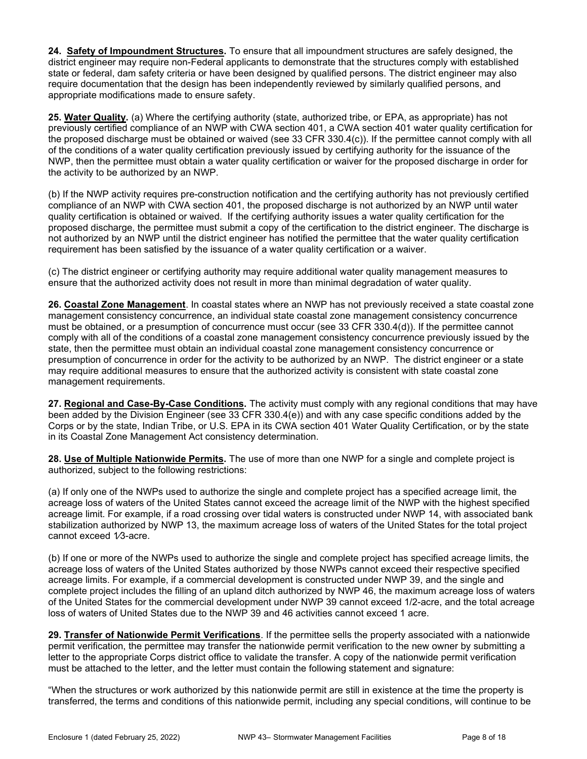**24. Safety of Impoundment Structures.** To ensure that all impoundment structures are safely designed, the district engineer may require non-Federal applicants to demonstrate that the structures comply with established state or federal, dam safety criteria or have been designed by qualified persons. The district engineer may also require documentation that the design has been independently reviewed by similarly qualified persons, and appropriate modifications made to ensure safety.

**25. Water Quality.** (a) Where the certifying authority (state, authorized tribe, or EPA, as appropriate) has not previously certified compliance of an NWP with CWA section 401, a CWA section 401 water quality certification for the proposed discharge must be obtained or waived (see 33 CFR 330.4(c)). If the permittee cannot comply with all of the conditions of a water quality certification previously issued by certifying authority for the issuance of the NWP, then the permittee must obtain a water quality certification or waiver for the proposed discharge in order for the activity to be authorized by an NWP.

(b) If the NWP activity requires pre-construction notification and the certifying authority has not previously certified compliance of an NWP with CWA section 401, the proposed discharge is not authorized by an NWP until water quality certification is obtained or waived. If the certifying authority issues a water quality certification for the proposed discharge, the permittee must submit a copy of the certification to the district engineer. The discharge is not authorized by an NWP until the district engineer has notified the permittee that the water quality certification requirement has been satisfied by the issuance of a water quality certification or a waiver.

(c) The district engineer or certifying authority may require additional water quality management measures to ensure that the authorized activity does not result in more than minimal degradation of water quality.

**26. Coastal Zone Management**. In coastal states where an NWP has not previously received a state coastal zone management consistency concurrence, an individual state coastal zone management consistency concurrence must be obtained, or a presumption of concurrence must occur (see 33 CFR 330.4(d)). If the permittee cannot comply with all of the conditions of a coastal zone management consistency concurrence previously issued by the state, then the permittee must obtain an individual coastal zone management consistency concurrence or presumption of concurrence in order for the activity to be authorized by an NWP. The district engineer or a state may require additional measures to ensure that the authorized activity is consistent with state coastal zone management requirements.

**27. Regional and Case-By-Case Conditions.** The activity must comply with any regional conditions that may have been added by the Division Engineer (see 33 CFR 330.4(e)) and with any case specific conditions added by the Corps or by the state, Indian Tribe, or U.S. EPA in its CWA section 401 Water Quality Certification, or by the state in its Coastal Zone Management Act consistency determination.

**28. Use of Multiple Nationwide Permits.** The use of more than one NWP for a single and complete project is authorized, subject to the following restrictions:

(a) If only one of the NWPs used to authorize the single and complete project has a specified acreage limit, the acreage loss of waters of the United States cannot exceed the acreage limit of the NWP with the highest specified acreage limit. For example, if a road crossing over tidal waters is constructed under NWP 14, with associated bank stabilization authorized by NWP 13, the maximum acreage loss of waters of the United States for the total project cannot exceed 1⁄3-acre.

(b) If one or more of the NWPs used to authorize the single and complete project has specified acreage limits, the acreage loss of waters of the United States authorized by those NWPs cannot exceed their respective specified acreage limits. For example, if a commercial development is constructed under NWP 39, and the single and complete project includes the filling of an upland ditch authorized by NWP 46, the maximum acreage loss of waters of the United States for the commercial development under NWP 39 cannot exceed 1/2-acre, and the total acreage loss of waters of United States due to the NWP 39 and 46 activities cannot exceed 1 acre.

**29. Transfer of Nationwide Permit Verifications**. If the permittee sells the property associated with a nationwide permit verification, the permittee may transfer the nationwide permit verification to the new owner by submitting a letter to the appropriate Corps district office to validate the transfer. A copy of the nationwide permit verification must be attached to the letter, and the letter must contain the following statement and signature:

"When the structures or work authorized by this nationwide permit are still in existence at the time the property is transferred, the terms and conditions of this nationwide permit, including any special conditions, will continue to be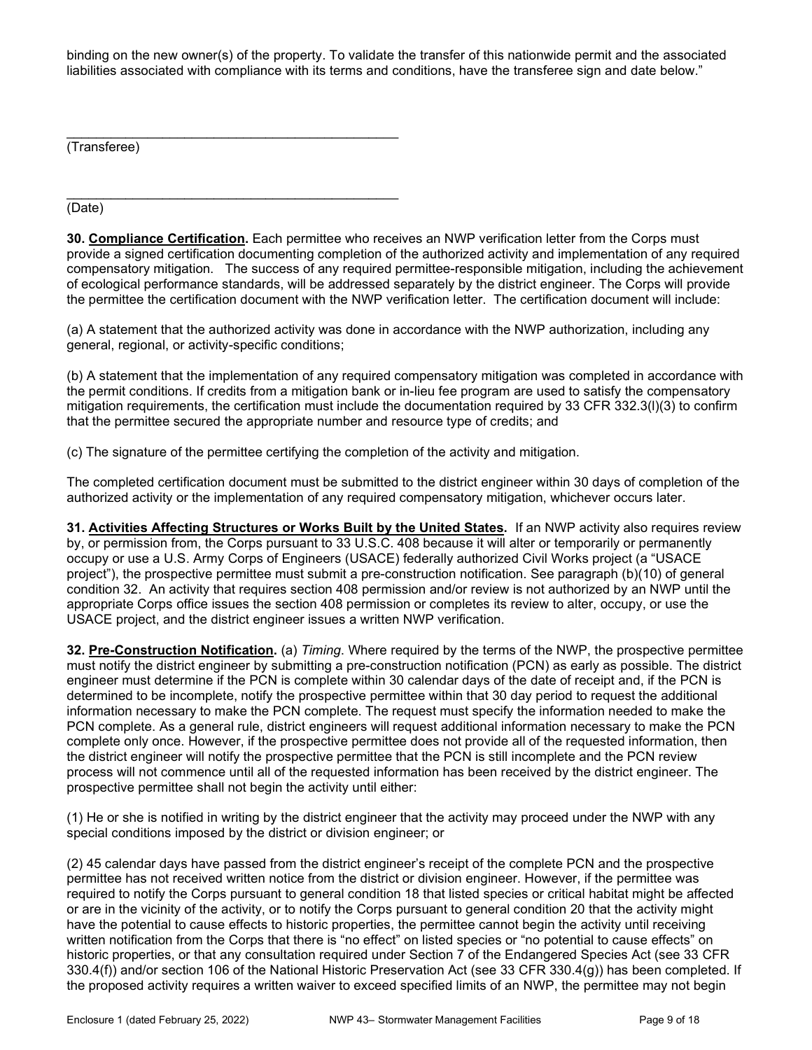binding on the new owner(s) of the property. To validate the transfer of this nationwide permit and the associated liabilities associated with compliance with its terms and conditions, have the transferee sign and date below."

_______________________________________________
(Transferee)

_______________________________________________
(Date)

**30. Compliance Certification.** Each permittee who receives an NWP verification letter from the Corps must provide a signed certification documenting completion of the authorized activity and implementation of any required compensatory mitigation. The success of any required permittee-responsible mitigation, including the achievement of ecological performance standards, will be addressed separately by the district engineer. The Corps will provide the permittee the certification document with the NWP verification letter. The certification document will include:

(a) A statement that the authorized activity was done in accordance with the NWP authorization, including any general, regional, or activity-specific conditions;

(b) A statement that the implementation of any required compensatory mitigation was completed in accordance with the permit conditions. If credits from a mitigation bank or in-lieu fee program are used to satisfy the compensatory mitigation requirements, the certification must include the documentation required by 33 CFR 332.3(l)(3) to confirm that the permittee secured the appropriate number and resource type of credits; and

(c) The signature of the permittee certifying the completion of the activity and mitigation.

The completed certification document must be submitted to the district engineer within 30 days of completion of the authorized activity or the implementation of any required compensatory mitigation, whichever occurs later.

**31. Activities Affecting Structures or Works Built by the United States.** If an NWP activity also requires review by, or permission from, the Corps pursuant to 33 U.S.C. 408 because it will alter or temporarily or permanently occupy or use a U.S. Army Corps of Engineers (USACE) federally authorized Civil Works project (a "USACE project"), the prospective permittee must submit a pre-construction notification. See paragraph (b)(10) of general condition 32. An activity that requires section 408 permission and/or review is not authorized by an NWP until the appropriate Corps office issues the section 408 permission or completes its review to alter, occupy, or use the USACE project, and the district engineer issues a written NWP verification.

**32. Pre-Construction Notification.** (a) *Timing*. Where required by the terms of the NWP, the prospective permittee must notify the district engineer by submitting a pre-construction notification (PCN) as early as possible. The district engineer must determine if the PCN is complete within 30 calendar days of the date of receipt and, if the PCN is determined to be incomplete, notify the prospective permittee within that 30 day period to request the additional information necessary to make the PCN complete. The request must specify the information needed to make the PCN complete. As a general rule, district engineers will request additional information necessary to make the PCN complete only once. However, if the prospective permittee does not provide all of the requested information, then the district engineer will notify the prospective permittee that the PCN is still incomplete and the PCN review process will not commence until all of the requested information has been received by the district engineer. The prospective permittee shall not begin the activity until either:

(1) He or she is notified in writing by the district engineer that the activity may proceed under the NWP with any special conditions imposed by the district or division engineer; or

(2) 45 calendar days have passed from the district engineer's receipt of the complete PCN and the prospective permittee has not received written notice from the district or division engineer. However, if the permittee was required to notify the Corps pursuant to general condition 18 that listed species or critical habitat might be affected or are in the vicinity of the activity, or to notify the Corps pursuant to general condition 20 that the activity might have the potential to cause effects to historic properties, the permittee cannot begin the activity until receiving written notification from the Corps that there is "no effect" on listed species or "no potential to cause effects" on historic properties, or that any consultation required under Section 7 of the Endangered Species Act (see 33 CFR 330.4(f)) and/or section 106 of the National Historic Preservation Act (see 33 CFR 330.4(g)) has been completed. If the proposed activity requires a written waiver to exceed specified limits of an NWP, the permittee may not begin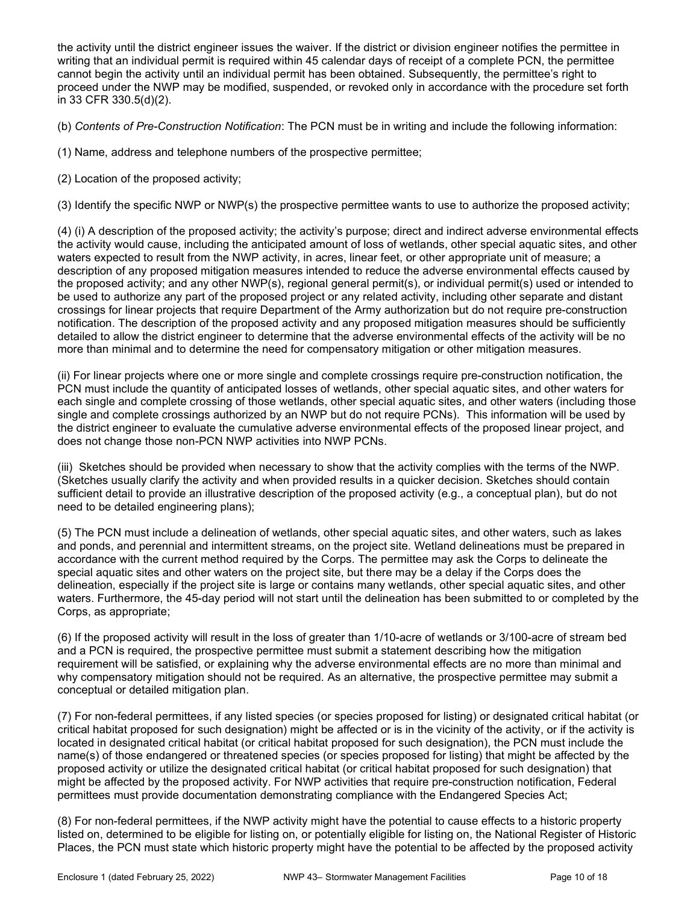the activity until the district engineer issues the waiver. If the district or division engineer notifies the permittee in writing that an individual permit is required within 45 calendar days of receipt of a complete PCN, the permittee cannot begin the activity until an individual permit has been obtained. Subsequently, the permittee's right to proceed under the NWP may be modified, suspended, or revoked only in accordance with the procedure set forth in 33 CFR 330.5(d)(2).

(b) *Contents of Pre-Construction Notification*: The PCN must be in writing and include the following information:

(1) Name, address and telephone numbers of the prospective permittee;

(2) Location of the proposed activity;

(3) Identify the specific NWP or NWP(s) the prospective permittee wants to use to authorize the proposed activity;

(4) (i) A description of the proposed activity; the activity's purpose; direct and indirect adverse environmental effects the activity would cause, including the anticipated amount of loss of wetlands, other special aquatic sites, and other waters expected to result from the NWP activity, in acres, linear feet, or other appropriate unit of measure; a description of any proposed mitigation measures intended to reduce the adverse environmental effects caused by the proposed activity; and any other NWP(s), regional general permit(s), or individual permit(s) used or intended to be used to authorize any part of the proposed project or any related activity, including other separate and distant crossings for linear projects that require Department of the Army authorization but do not require pre-construction notification. The description of the proposed activity and any proposed mitigation measures should be sufficiently detailed to allow the district engineer to determine that the adverse environmental effects of the activity will be no more than minimal and to determine the need for compensatory mitigation or other mitigation measures.

(ii) For linear projects where one or more single and complete crossings require pre-construction notification, the PCN must include the quantity of anticipated losses of wetlands, other special aquatic sites, and other waters for each single and complete crossing of those wetlands, other special aquatic sites, and other waters (including those single and complete crossings authorized by an NWP but do not require PCNs). This information will be used by the district engineer to evaluate the cumulative adverse environmental effects of the proposed linear project, and does not change those non-PCN NWP activities into NWP PCNs.

(iii) Sketches should be provided when necessary to show that the activity complies with the terms of the NWP. (Sketches usually clarify the activity and when provided results in a quicker decision. Sketches should contain sufficient detail to provide an illustrative description of the proposed activity (e.g., a conceptual plan), but do not need to be detailed engineering plans);

(5) The PCN must include a delineation of wetlands, other special aquatic sites, and other waters, such as lakes and ponds, and perennial and intermittent streams, on the project site. Wetland delineations must be prepared in accordance with the current method required by the Corps. The permittee may ask the Corps to delineate the special aquatic sites and other waters on the project site, but there may be a delay if the Corps does the delineation, especially if the project site is large or contains many wetlands, other special aquatic sites, and other waters. Furthermore, the 45-day period will not start until the delineation has been submitted to or completed by the Corps, as appropriate;

(6) If the proposed activity will result in the loss of greater than 1/10-acre of wetlands or 3/100-acre of stream bed and a PCN is required, the prospective permittee must submit a statement describing how the mitigation requirement will be satisfied, or explaining why the adverse environmental effects are no more than minimal and why compensatory mitigation should not be required. As an alternative, the prospective permittee may submit a conceptual or detailed mitigation plan.

(7) For non-federal permittees, if any listed species (or species proposed for listing) or designated critical habitat (or critical habitat proposed for such designation) might be affected or is in the vicinity of the activity, or if the activity is located in designated critical habitat (or critical habitat proposed for such designation), the PCN must include the name(s) of those endangered or threatened species (or species proposed for listing) that might be affected by the proposed activity or utilize the designated critical habitat (or critical habitat proposed for such designation) that might be affected by the proposed activity. For NWP activities that require pre-construction notification, Federal permittees must provide documentation demonstrating compliance with the Endangered Species Act;

(8) For non-federal permittees, if the NWP activity might have the potential to cause effects to a historic property listed on, determined to be eligible for listing on, or potentially eligible for listing on, the National Register of Historic Places, the PCN must state which historic property might have the potential to be affected by the proposed activity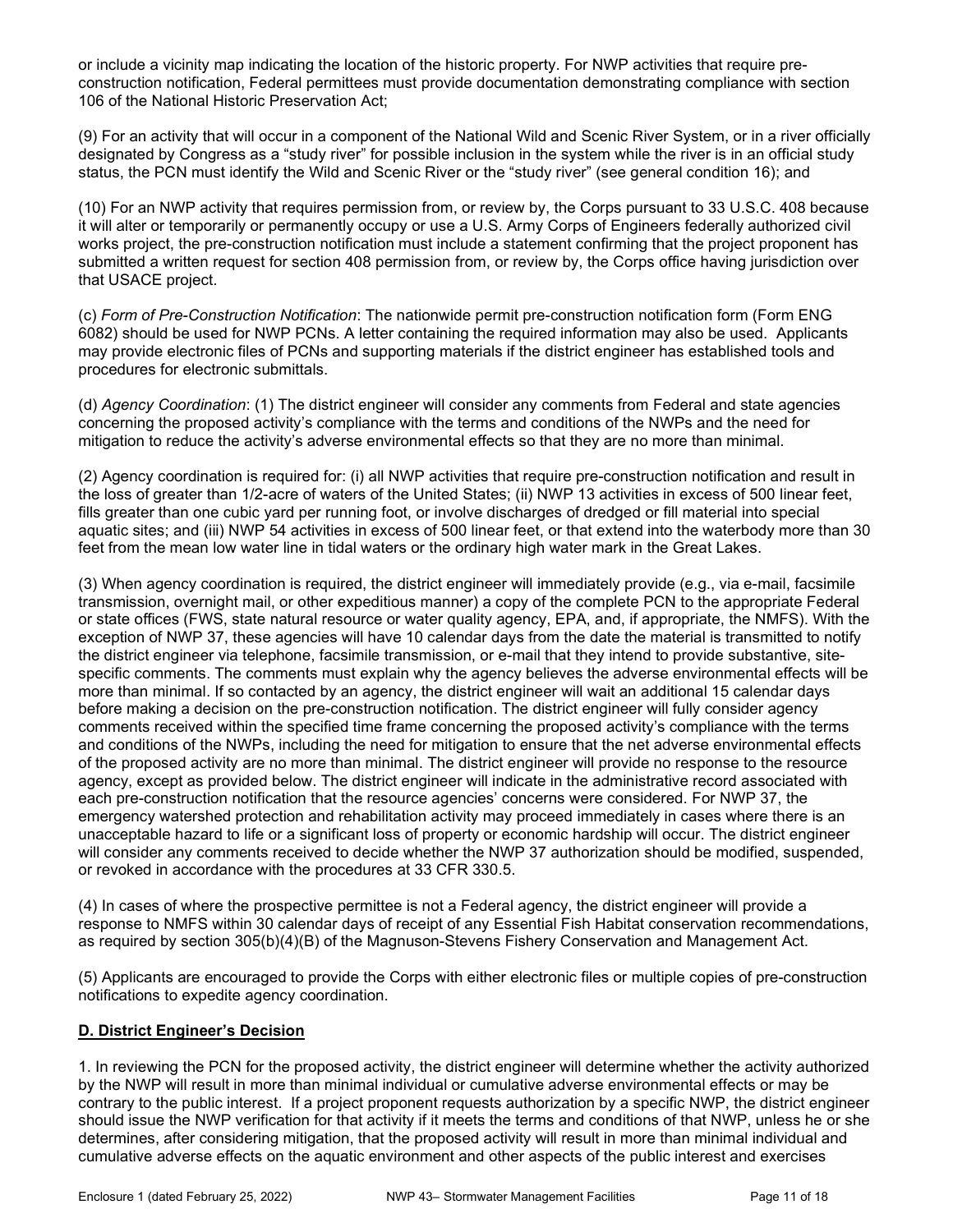or include a vicinity map indicating the location of the historic property. For NWP activities that require pre-construction notification, Federal permittees must provide documentation demonstrating compliance with section 106 of the National Historic Preservation Act;

(9) For an activity that will occur in a component of the National Wild and Scenic River System, or in a river officially designated by Congress as a "study river" for possible inclusion in the system while the river is in an official study status, the PCN must identify the Wild and Scenic River or the "study river" (see general condition 16); and

(10) For an NWP activity that requires permission from, or review by, the Corps pursuant to 33 U.S.C. 408 because it will alter or temporarily or permanently occupy or use a U.S. Army Corps of Engineers federally authorized civil works project, the pre-construction notification must include a statement confirming that the project proponent has submitted a written request for section 408 permission from, or review by, the Corps office having jurisdiction over that USACE project.

(c) *Form of Pre-Construction Notification*: The nationwide permit pre-construction notification form (Form ENG 6082) should be used for NWP PCNs. A letter containing the required information may also be used. Applicants may provide electronic files of PCNs and supporting materials if the district engineer has established tools and procedures for electronic submittals.

(d) *Agency Coordination*: (1) The district engineer will consider any comments from Federal and state agencies concerning the proposed activity's compliance with the terms and conditions of the NWPs and the need for mitigation to reduce the activity's adverse environmental effects so that they are no more than minimal.

(2) Agency coordination is required for: (i) all NWP activities that require pre-construction notification and result in the loss of greater than 1/2-acre of waters of the United States; (ii) NWP 13 activities in excess of 500 linear feet, fills greater than one cubic yard per running foot, or involve discharges of dredged or fill material into special aquatic sites; and (iii) NWP 54 activities in excess of 500 linear feet, or that extend into the waterbody more than 30 feet from the mean low water line in tidal waters or the ordinary high water mark in the Great Lakes.

(3) When agency coordination is required, the district engineer will immediately provide (e.g., via e-mail, facsimile transmission, overnight mail, or other expeditious manner) a copy of the complete PCN to the appropriate Federal or state offices (FWS, state natural resource or water quality agency, EPA, and, if appropriate, the NMFS). With the exception of NWP 37, these agencies will have 10 calendar days from the date the material is transmitted to notify the district engineer via telephone, facsimile transmission, or e-mail that they intend to provide substantive, site-specific comments. The comments must explain why the agency believes the adverse environmental effects will be more than minimal. If so contacted by an agency, the district engineer will wait an additional 15 calendar days before making a decision on the pre-construction notification. The district engineer will fully consider agency comments received within the specified time frame concerning the proposed activity's compliance with the terms and conditions of the NWPs, including the need for mitigation to ensure that the net adverse environmental effects of the proposed activity are no more than minimal. The district engineer will provide no response to the resource agency, except as provided below. The district engineer will indicate in the administrative record associated with each pre-construction notification that the resource agencies' concerns were considered. For NWP 37, the emergency watershed protection and rehabilitation activity may proceed immediately in cases where there is an unacceptable hazard to life or a significant loss of property or economic hardship will occur. The district engineer will consider any comments received to decide whether the NWP 37 authorization should be modified, suspended, or revoked in accordance with the procedures at 33 CFR 330.5.

(4) In cases of where the prospective permittee is not a Federal agency, the district engineer will provide a response to NMFS within 30 calendar days of receipt of any Essential Fish Habitat conservation recommendations, as required by section 305(b)(4)(B) of the Magnuson-Stevens Fishery Conservation and Management Act.

(5) Applicants are encouraged to provide the Corps with either electronic files or multiple copies of pre-construction notifications to expedite agency coordination.

## D. District Engineer's Decision

1. In reviewing the PCN for the proposed activity, the district engineer will determine whether the activity authorized by the NWP will result in more than minimal individual or cumulative adverse environmental effects or may be contrary to the public interest. If a project proponent requests authorization by a specific NWP, the district engineer should issue the NWP verification for that activity if it meets the terms and conditions of that NWP, unless he or she determines, after considering mitigation, that the proposed activity will result in more than minimal individual and cumulative adverse effects on the aquatic environment and other aspects of the public interest and exercises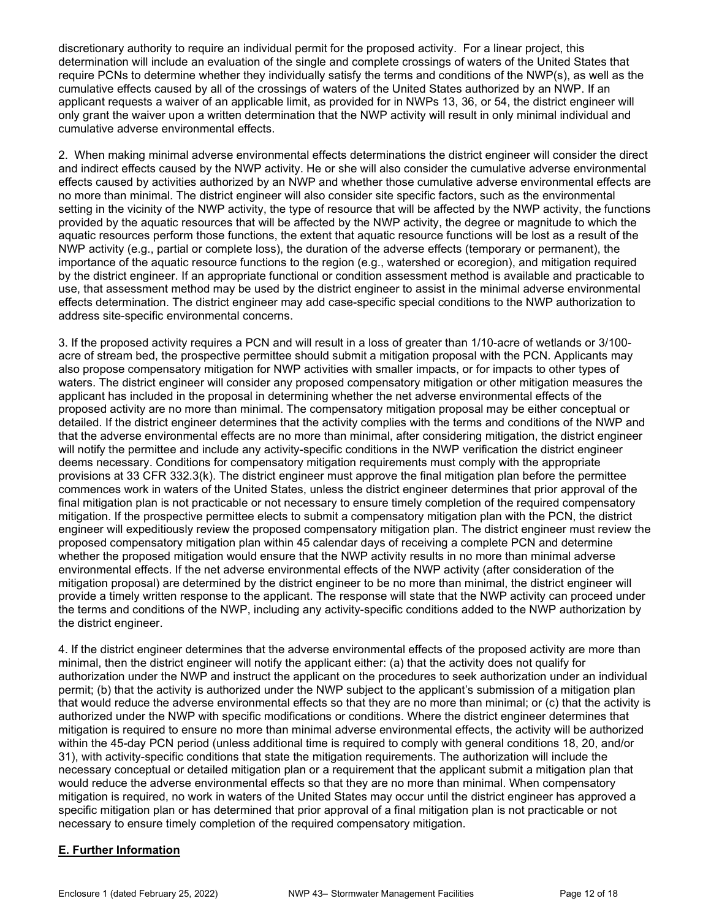discretionary authority to require an individual permit for the proposed activity. For a linear project, this determination will include an evaluation of the single and complete crossings of waters of the United States that require PCNs to determine whether they individually satisfy the terms and conditions of the NWP(s), as well as the cumulative effects caused by all of the crossings of waters of the United States authorized by an NWP. If an applicant requests a waiver of an applicable limit, as provided for in NWPs 13, 36, or 54, the district engineer will only grant the waiver upon a written determination that the NWP activity will result in only minimal individual and cumulative adverse environmental effects.

2. When making minimal adverse environmental effects determinations the district engineer will consider the direct and indirect effects caused by the NWP activity. He or she will also consider the cumulative adverse environmental effects caused by activities authorized by an NWP and whether those cumulative adverse environmental effects are no more than minimal. The district engineer will also consider site specific factors, such as the environmental setting in the vicinity of the NWP activity, the type of resource that will be affected by the NWP activity, the functions provided by the aquatic resources that will be affected by the NWP activity, the degree or magnitude to which the aquatic resources perform those functions, the extent that aquatic resource functions will be lost as a result of the NWP activity (e.g., partial or complete loss), the duration of the adverse effects (temporary or permanent), the importance of the aquatic resource functions to the region (e.g., watershed or ecoregion), and mitigation required by the district engineer. If an appropriate functional or condition assessment method is available and practicable to use, that assessment method may be used by the district engineer to assist in the minimal adverse environmental effects determination. The district engineer may add case-specific special conditions to the NWP authorization to address site-specific environmental concerns.

3. If the proposed activity requires a PCN and will result in a loss of greater than 1/10-acre of wetlands or 3/100-acre of stream bed, the prospective permittee should submit a mitigation proposal with the PCN. Applicants may also propose compensatory mitigation for NWP activities with smaller impacts, or for impacts to other types of waters. The district engineer will consider any proposed compensatory mitigation or other mitigation measures the applicant has included in the proposal in determining whether the net adverse environmental effects of the proposed activity are no more than minimal. The compensatory mitigation proposal may be either conceptual or detailed. If the district engineer determines that the activity complies with the terms and conditions of the NWP and that the adverse environmental effects are no more than minimal, after considering mitigation, the district engineer will notify the permittee and include any activity-specific conditions in the NWP verification the district engineer deems necessary. Conditions for compensatory mitigation requirements must comply with the appropriate provisions at 33 CFR 332.3(k). The district engineer must approve the final mitigation plan before the permittee commences work in waters of the United States, unless the district engineer determines that prior approval of the final mitigation plan is not practicable or not necessary to ensure timely completion of the required compensatory mitigation. If the prospective permittee elects to submit a compensatory mitigation plan with the PCN, the district engineer will expeditiously review the proposed compensatory mitigation plan. The district engineer must review the proposed compensatory mitigation plan within 45 calendar days of receiving a complete PCN and determine whether the proposed mitigation would ensure that the NWP activity results in no more than minimal adverse environmental effects. If the net adverse environmental effects of the NWP activity (after consideration of the mitigation proposal) are determined by the district engineer to be no more than minimal, the district engineer will provide a timely written response to the applicant. The response will state that the NWP activity can proceed under the terms and conditions of the NWP, including any activity-specific conditions added to the NWP authorization by the district engineer.

4. If the district engineer determines that the adverse environmental effects of the proposed activity are more than minimal, then the district engineer will notify the applicant either: (a) that the activity does not qualify for authorization under the NWP and instruct the applicant on the procedures to seek authorization under an individual permit; (b) that the activity is authorized under the NWP subject to the applicant's submission of a mitigation plan that would reduce the adverse environmental effects so that they are no more than minimal; or (c) that the activity is authorized under the NWP with specific modifications or conditions. Where the district engineer determines that mitigation is required to ensure no more than minimal adverse environmental effects, the activity will be authorized within the 45-day PCN period (unless additional time is required to comply with general conditions 18, 20, and/or 31), with activity-specific conditions that state the mitigation requirements. The authorization will include the necessary conceptual or detailed mitigation plan or a requirement that the applicant submit a mitigation plan that would reduce the adverse environmental effects so that they are no more than minimal. When compensatory mitigation is required, no work in waters of the United States may occur until the district engineer has approved a specific mitigation plan or has determined that prior approval of a final mitigation plan is not practicable or not necessary to ensure timely completion of the required compensatory mitigation.

## **E. Further Information**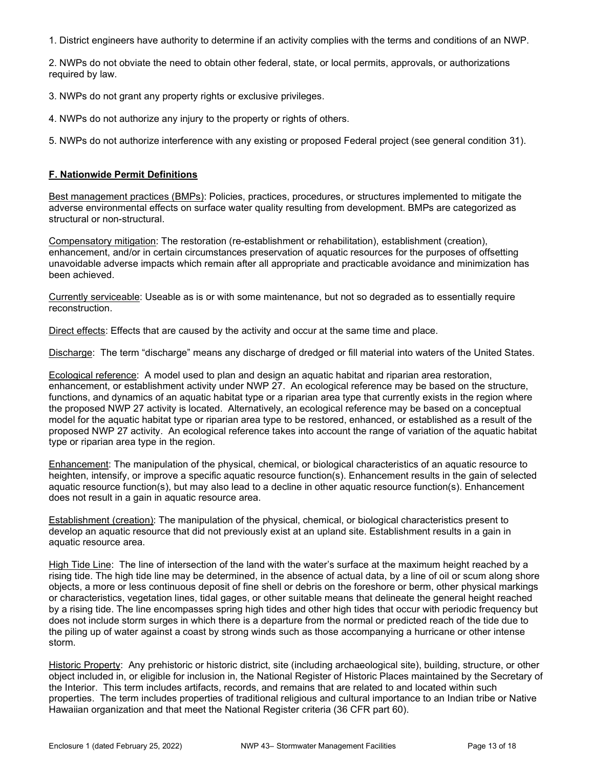1. District engineers have authority to determine if an activity complies with the terms and conditions of an NWP.

2. NWPs do not obviate the need to obtain other federal, state, or local permits, approvals, or authorizations required by law.

3. NWPs do not grant any property rights or exclusive privileges.

4. NWPs do not authorize any injury to the property or rights of others.

5. NWPs do not authorize interference with any existing or proposed Federal project (see general condition 31).

## F. Nationwide Permit Definitions

Best management practices (BMPs): Policies, practices, procedures, or structures implemented to mitigate the adverse environmental effects on surface water quality resulting from development. BMPs are categorized as structural or non-structural.

Compensatory mitigation: The restoration (re-establishment or rehabilitation), establishment (creation), enhancement, and/or in certain circumstances preservation of aquatic resources for the purposes of offsetting unavoidable adverse impacts which remain after all appropriate and practicable avoidance and minimization has been achieved.

Currently serviceable: Useable as is or with some maintenance, but not so degraded as to essentially require reconstruction.

Direct effects: Effects that are caused by the activity and occur at the same time and place.

Discharge: The term "discharge" means any discharge of dredged or fill material into waters of the United States.

Ecological reference: A model used to plan and design an aquatic habitat and riparian area restoration, enhancement, or establishment activity under NWP 27. An ecological reference may be based on the structure, functions, and dynamics of an aquatic habitat type or a riparian area type that currently exists in the region where the proposed NWP 27 activity is located. Alternatively, an ecological reference may be based on a conceptual model for the aquatic habitat type or riparian area type to be restored, enhanced, or established as a result of the proposed NWP 27 activity. An ecological reference takes into account the range of variation of the aquatic habitat type or riparian area type in the region.

Enhancement: The manipulation of the physical, chemical, or biological characteristics of an aquatic resource to heighten, intensify, or improve a specific aquatic resource function(s). Enhancement results in the gain of selected aquatic resource function(s), but may also lead to a decline in other aquatic resource function(s). Enhancement does not result in a gain in aquatic resource area.

Establishment (creation): The manipulation of the physical, chemical, or biological characteristics present to develop an aquatic resource that did not previously exist at an upland site. Establishment results in a gain in aquatic resource area.

High Tide Line: The line of intersection of the land with the water's surface at the maximum height reached by a rising tide. The high tide line may be determined, in the absence of actual data, by a line of oil or scum along shore objects, a more or less continuous deposit of fine shell or debris on the foreshore or berm, other physical markings or characteristics, vegetation lines, tidal gages, or other suitable means that delineate the general height reached by a rising tide. The line encompasses spring high tides and other high tides that occur with periodic frequency but does not include storm surges in which there is a departure from the normal or predicted reach of the tide due to the piling up of water against a coast by strong winds such as those accompanying a hurricane or other intense storm.

Historic Property: Any prehistoric or historic district, site (including archaeological site), building, structure, or other object included in, or eligible for inclusion in, the National Register of Historic Places maintained by the Secretary of the Interior. This term includes artifacts, records, and remains that are related to and located within such properties. The term includes properties of traditional religious and cultural importance to an Indian tribe or Native Hawaiian organization and that meet the National Register criteria (36 CFR part 60).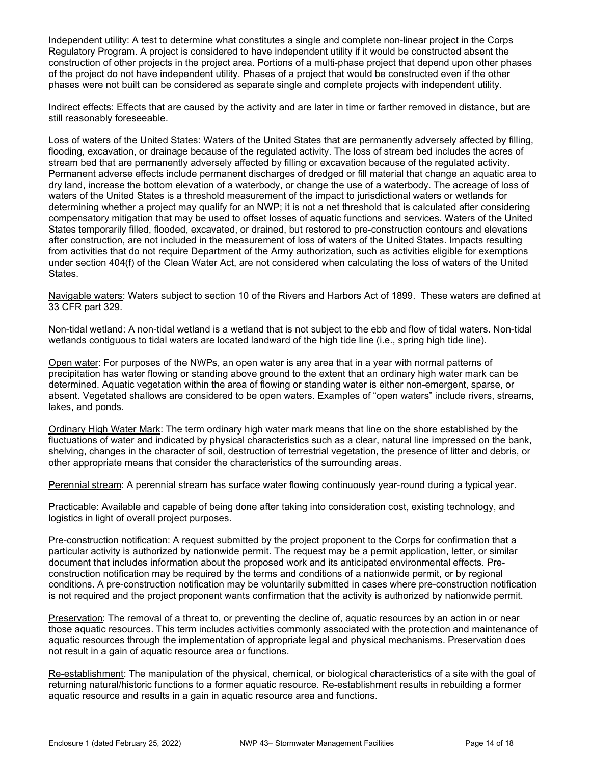Independent utility: A test to determine what constitutes a single and complete non-linear project in the Corps Regulatory Program. A project is considered to have independent utility if it would be constructed absent the construction of other projects in the project area. Portions of a multi-phase project that depend upon other phases of the project do not have independent utility. Phases of a project that would be constructed even if the other phases were not built can be considered as separate single and complete projects with independent utility.

Indirect effects: Effects that are caused by the activity and are later in time or farther removed in distance, but are still reasonably foreseeable.

Loss of waters of the United States: Waters of the United States that are permanently adversely affected by filling, flooding, excavation, or drainage because of the regulated activity. The loss of stream bed includes the acres of stream bed that are permanently adversely affected by filling or excavation because of the regulated activity. Permanent adverse effects include permanent discharges of dredged or fill material that change an aquatic area to dry land, increase the bottom elevation of a waterbody, or change the use of a waterbody. The acreage of loss of waters of the United States is a threshold measurement of the impact to jurisdictional waters or wetlands for determining whether a project may qualify for an NWP; it is not a net threshold that is calculated after considering compensatory mitigation that may be used to offset losses of aquatic functions and services. Waters of the United States temporarily filled, flooded, excavated, or drained, but restored to pre-construction contours and elevations after construction, are not included in the measurement of loss of waters of the United States. Impacts resulting from activities that do not require Department of the Army authorization, such as activities eligible for exemptions under section 404(f) of the Clean Water Act, are not considered when calculating the loss of waters of the United States.

Navigable waters: Waters subject to section 10 of the Rivers and Harbors Act of 1899. These waters are defined at 33 CFR part 329.

Non-tidal wetland: A non-tidal wetland is a wetland that is not subject to the ebb and flow of tidal waters. Non-tidal wetlands contiguous to tidal waters are located landward of the high tide line (i.e., spring high tide line).

Open water: For purposes of the NWPs, an open water is any area that in a year with normal patterns of precipitation has water flowing or standing above ground to the extent that an ordinary high water mark can be determined. Aquatic vegetation within the area of flowing or standing water is either non-emergent, sparse, or absent. Vegetated shallows are considered to be open waters. Examples of "open waters" include rivers, streams, lakes, and ponds.

Ordinary High Water Mark: The term ordinary high water mark means that line on the shore established by the fluctuations of water and indicated by physical characteristics such as a clear, natural line impressed on the bank, shelving, changes in the character of soil, destruction of terrestrial vegetation, the presence of litter and debris, or other appropriate means that consider the characteristics of the surrounding areas.

Perennial stream: A perennial stream has surface water flowing continuously year-round during a typical year.

Practicable: Available and capable of being done after taking into consideration cost, existing technology, and logistics in light of overall project purposes.

Pre-construction notification: A request submitted by the project proponent to the Corps for confirmation that a particular activity is authorized by nationwide permit. The request may be a permit application, letter, or similar document that includes information about the proposed work and its anticipated environmental effects. Pre-construction notification may be required by the terms and conditions of a nationwide permit, or by regional conditions. A pre-construction notification may be voluntarily submitted in cases where pre-construction notification is not required and the project proponent wants confirmation that the activity is authorized by nationwide permit.

Preservation: The removal of a threat to, or preventing the decline of, aquatic resources by an action in or near those aquatic resources. This term includes activities commonly associated with the protection and maintenance of aquatic resources through the implementation of appropriate legal and physical mechanisms. Preservation does not result in a gain of aquatic resource area or functions.

Re-establishment: The manipulation of the physical, chemical, or biological characteristics of a site with the goal of returning natural/historic functions to a former aquatic resource. Re-establishment results in rebuilding a former aquatic resource and results in a gain in aquatic resource area and functions.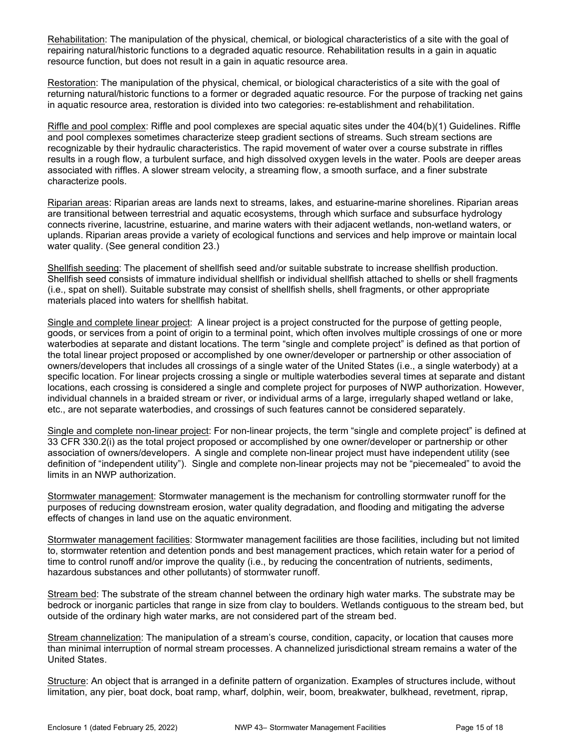Rehabilitation: The manipulation of the physical, chemical, or biological characteristics of a site with the goal of repairing natural/historic functions to a degraded aquatic resource. Rehabilitation results in a gain in aquatic resource function, but does not result in a gain in aquatic resource area.

Restoration: The manipulation of the physical, chemical, or biological characteristics of a site with the goal of returning natural/historic functions to a former or degraded aquatic resource. For the purpose of tracking net gains in aquatic resource area, restoration is divided into two categories: re-establishment and rehabilitation.

Riffle and pool complex: Riffle and pool complexes are special aquatic sites under the 404(b)(1) Guidelines. Riffle and pool complexes sometimes characterize steep gradient sections of streams. Such stream sections are recognizable by their hydraulic characteristics. The rapid movement of water over a course substrate in riffles results in a rough flow, a turbulent surface, and high dissolved oxygen levels in the water. Pools are deeper areas associated with riffles. A slower stream velocity, a streaming flow, a smooth surface, and a finer substrate characterize pools.

Riparian areas: Riparian areas are lands next to streams, lakes, and estuarine-marine shorelines. Riparian areas are transitional between terrestrial and aquatic ecosystems, through which surface and subsurface hydrology connects riverine, lacustrine, estuarine, and marine waters with their adjacent wetlands, non-wetland waters, or uplands. Riparian areas provide a variety of ecological functions and services and help improve or maintain local water quality. (See general condition 23.)

Shellfish seeding: The placement of shellfish seed and/or suitable substrate to increase shellfish production. Shellfish seed consists of immature individual shellfish or individual shellfish attached to shells or shell fragments (i.e., spat on shell). Suitable substrate may consist of shellfish shells, shell fragments, or other appropriate materials placed into waters for shellfish habitat.

Single and complete linear project: A linear project is a project constructed for the purpose of getting people, goods, or services from a point of origin to a terminal point, which often involves multiple crossings of one or more waterbodies at separate and distant locations. The term "single and complete project" is defined as that portion of the total linear project proposed or accomplished by one owner/developer or partnership or other association of owners/developers that includes all crossings of a single water of the United States (i.e., a single waterbody) at a specific location. For linear projects crossing a single or multiple waterbodies several times at separate and distant locations, each crossing is considered a single and complete project for purposes of NWP authorization. However, individual channels in a braided stream or river, or individual arms of a large, irregularly shaped wetland or lake, etc., are not separate waterbodies, and crossings of such features cannot be considered separately.

Single and complete non-linear project: For non-linear projects, the term "single and complete project" is defined at 33 CFR 330.2(i) as the total project proposed or accomplished by one owner/developer or partnership or other association of owners/developers. A single and complete non-linear project must have independent utility (see definition of "independent utility"). Single and complete non-linear projects may not be "piecemealed" to avoid the limits in an NWP authorization.

Stormwater management: Stormwater management is the mechanism for controlling stormwater runoff for the purposes of reducing downstream erosion, water quality degradation, and flooding and mitigating the adverse effects of changes in land use on the aquatic environment.

Stormwater management facilities: Stormwater management facilities are those facilities, including but not limited to, stormwater retention and detention ponds and best management practices, which retain water for a period of time to control runoff and/or improve the quality (i.e., by reducing the concentration of nutrients, sediments, hazardous substances and other pollutants) of stormwater runoff.

Stream bed: The substrate of the stream channel between the ordinary high water marks. The substrate may be bedrock or inorganic particles that range in size from clay to boulders. Wetlands contiguous to the stream bed, but outside of the ordinary high water marks, are not considered part of the stream bed.

Stream channelization: The manipulation of a stream's course, condition, capacity, or location that causes more than minimal interruption of normal stream processes. A channelized jurisdictional stream remains a water of the United States.

Structure: An object that is arranged in a definite pattern of organization. Examples of structures include, without limitation, any pier, boat dock, boat ramp, wharf, dolphin, weir, boom, breakwater, bulkhead, revetment, riprap,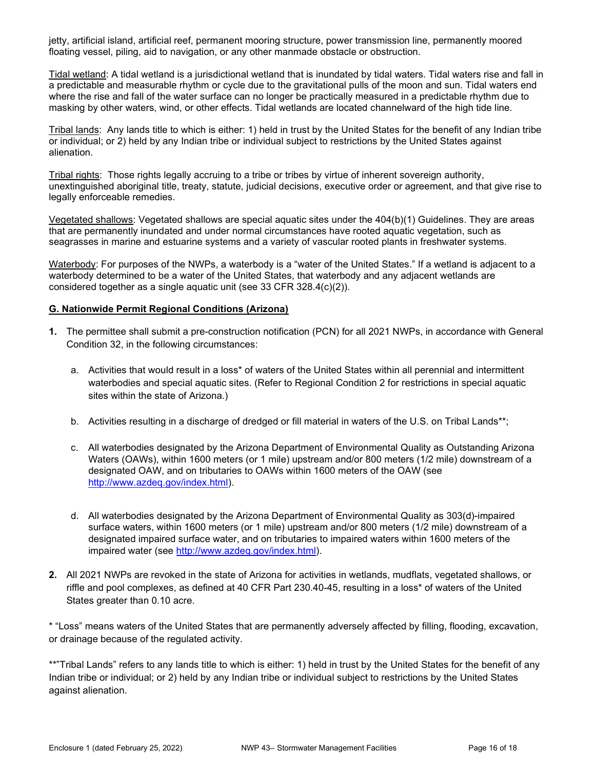jetty, artificial island, artificial reef, permanent mooring structure, power transmission line, permanently moored floating vessel, piling, aid to navigation, or any other manmade obstacle or obstruction.

Tidal wetland: A tidal wetland is a jurisdictional wetland that is inundated by tidal waters. Tidal waters rise and fall in a predictable and measurable rhythm or cycle due to the gravitational pulls of the moon and sun. Tidal waters end where the rise and fall of the water surface can no longer be practically measured in a predictable rhythm due to masking by other waters, wind, or other effects. Tidal wetlands are located channelward of the high tide line.

Tribal lands: Any lands title to which is either: 1) held in trust by the United States for the benefit of any Indian tribe or individual; or 2) held by any Indian tribe or individual subject to restrictions by the United States against alienation.

Tribal rights: Those rights legally accruing to a tribe or tribes by virtue of inherent sovereign authority, unextinguished aboriginal title, treaty, statute, judicial decisions, executive order or agreement, and that give rise to legally enforceable remedies.

Vegetated shallows: Vegetated shallows are special aquatic sites under the 404(b)(1) Guidelines. They are areas that are permanently inundated and under normal circumstances have rooted aquatic vegetation, such as seagrasses in marine and estuarine systems and a variety of vascular rooted plants in freshwater systems.

Waterbody: For purposes of the NWPs, a waterbody is a "water of the United States." If a wetland is adjacent to a waterbody determined to be a water of the United States, that waterbody and any adjacent wetlands are considered together as a single aquatic unit (see 33 CFR 328.4(c)(2)).

## G. Nationwide Permit Regional Conditions (Arizona)

1. The permittee shall submit a pre-construction notification (PCN) for all 2021 NWPs, in accordance with General Condition 32, in the following circumstances:

   a. Activities that would result in a loss* of waters of the United States within all perennial and intermittent waterbodies and special aquatic sites. (Refer to Regional Condition 2 for restrictions in special aquatic sites within the state of Arizona.)

   b. Activities resulting in a discharge of dredged or fill material in waters of the U.S. on Tribal Lands**;

   c. All waterbodies designated by the Arizona Department of Environmental Quality as Outstanding Arizona Waters (OAWs), within 1600 meters (or 1 mile) upstream and/or 800 meters (1/2 mile) downstream of a designated OAW, and on tributaries to OAWs within 1600 meters of the OAW (see http://www.azdeq.gov/index.html).

   d. All waterbodies designated by the Arizona Department of Environmental Quality as 303(d)-impaired surface waters, within 1600 meters (or 1 mile) upstream and/or 800 meters (1/2 mile) downstream of a designated impaired surface water, and on tributaries to impaired waters within 1600 meters of the impaired water (see http://www.azdeq.gov/index.html).

2. All 2021 NWPs are revoked in the state of Arizona for activities in wetlands, mudflats, vegetated shallows, or riffle and pool complexes, as defined at 40 CFR Part 230.40-45, resulting in a loss* of waters of the United States greater than 0.10 acre.

* "Loss" means waters of the United States that are permanently adversely affected by filling, flooding, excavation, or drainage because of the regulated activity.

**"Tribal Lands" refers to any lands title to which is either: 1) held in trust by the United States for the benefit of any Indian tribe or individual; or 2) held by any Indian tribe or individual subject to restrictions by the United States against alienation.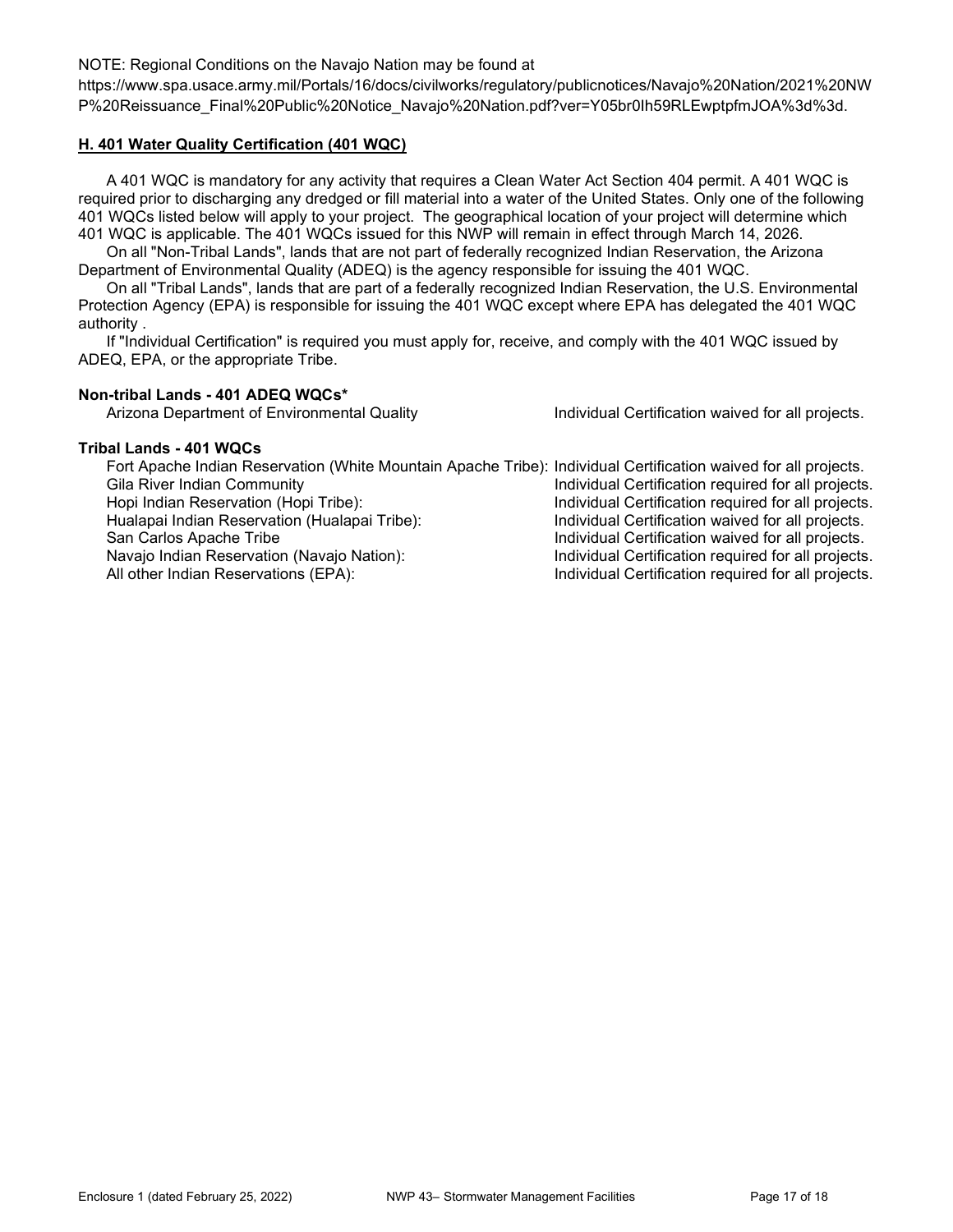NOTE: Regional Conditions on the Navajo Nation may be found at https://www.spa.usace.army.mil/Portals/16/docs/civilworks/regulatory/publicnotices/Navajo%20Nation/2021%20NWP%20Reissuance_Final%20Public%20Notice_Navajo%20Nation.pdf?ver=Y05br0Ih59RLEwptpfmJOA%3d%3d.

**H. 401 Water Quality Certification (401 WQC)**

A 401 WQC is mandatory for any activity that requires a Clean Water Act Section 404 permit. A 401 WQC is required prior to discharging any dredged or fill material into a water of the United States. Only one of the following 401 WQCs listed below will apply to your project. The geographical location of your project will determine which 401 WQC is applicable. The 401 WQCs issued for this NWP will remain in effect through March 14, 2026.

On all "Non-Tribal Lands", lands that are not part of federally recognized Indian Reservation, the Arizona Department of Environmental Quality (ADEQ) is the agency responsible for issuing the 401 WQC.

On all "Tribal Lands", lands that are part of a federally recognized Indian Reservation, the U.S. Environmental Protection Agency (EPA) is responsible for issuing the 401 WQC except where EPA has delegated the 401 WQC authority .

If "Individual Certification" is required you must apply for, receive, and comply with the 401 WQC issued by ADEQ, EPA, or the appropriate Tribe.

**Non-tribal Lands - 401 ADEQ WQCs***

| | |
|---|---|
| Arizona Department of Environmental Quality | Individual Certification waived for all projects. |

**Tribal Lands - 401 WQCs**

| | |
|---|---|
| Fort Apache Indian Reservation (White Mountain Apache Tribe): | Individual Certification waived for all projects. |
| Gila River Indian Community | Individual Certification required for all projects. |
| Hopi Indian Reservation (Hopi Tribe): | Individual Certification required for all projects. |
| Hualapai Indian Reservation (Hualapai Tribe): | Individual Certification waived for all projects. |
| San Carlos Apache Tribe | Individual Certification waived for all projects. |
| Navajo Indian Reservation (Navajo Nation): | Individual Certification required for all projects. |
| All other Indian Reservations (EPA): | Individual Certification required for all projects. |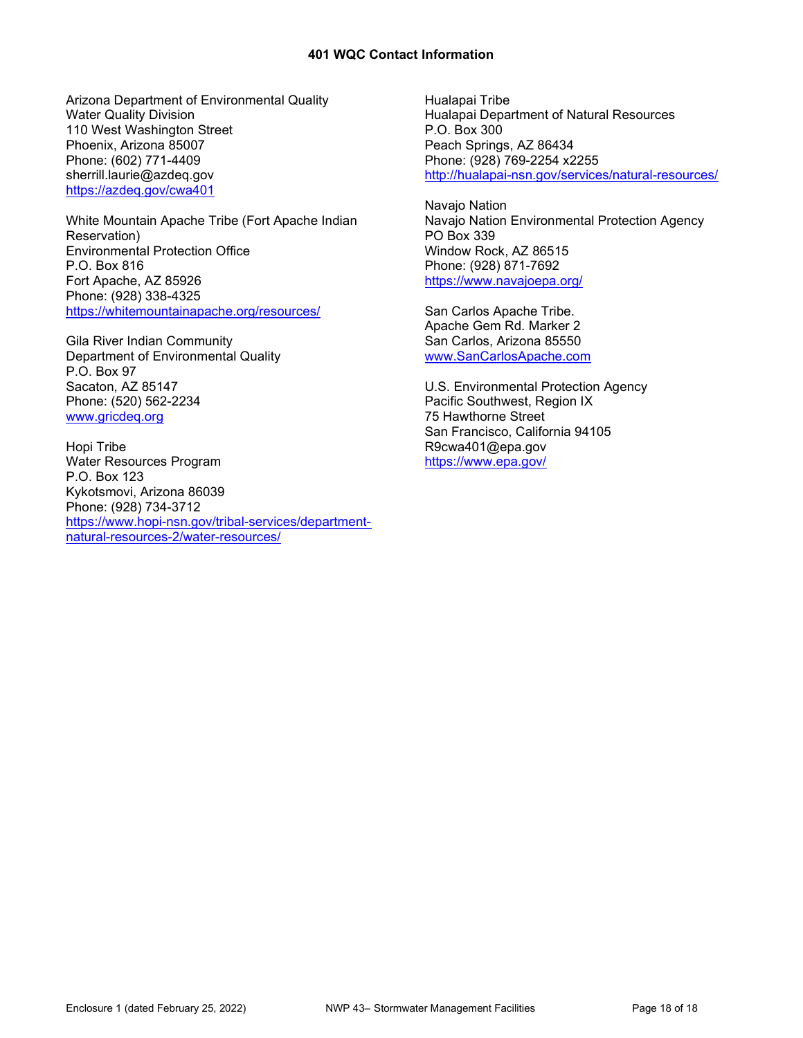**401 WQC Contact Information**

Arizona Department of Environmental Quality
Water Quality Division
110 West Washington Street
Phoenix, Arizona 85007
Phone: (602) 771-4409
sherrill.laurie@azdeq.gov
https://azdeq.gov/cwa401

White Mountain Apache Tribe (Fort Apache Indian Reservation)
Environmental Protection Office
P.O. Box 816
Fort Apache, AZ 85926
Phone: (928) 338-4325
https://whitemountainapache.org/resources/

Gila River Indian Community
Department of Environmental Quality
P.O. Box 97
Sacaton, AZ 85147
Phone: (520) 562-2234
www.gricdeq.org

Hopi Tribe
Water Resources Program
P.O. Box 123
Kykotsmovi, Arizona 86039
Phone: (928) 734-3712
https://www.hopi-nsn.gov/tribal-services/department-natural-resources-2/water-resources/

Hualapai Tribe
Hualapai Department of Natural Resources
P.O. Box 300
Peach Springs, AZ 86434
Phone: (928) 769-2254 x2255
http://hualapai-nsn.gov/services/natural-resources/

Navajo Nation
Navajo Nation Environmental Protection Agency
PO Box 339
Window Rock, AZ 86515
Phone: (928) 871-7692
https://www.navajoepa.org/

San Carlos Apache Tribe.
Apache Gem Rd. Marker 2
San Carlos, Arizona 85550
www.SanCarlosApache.com

U.S. Environmental Protection Agency
Pacific Southwest, Region IX
75 Hawthorne Street
San Francisco, California 94105
R9cwa401@epa.gov
https://www.epa.gov/